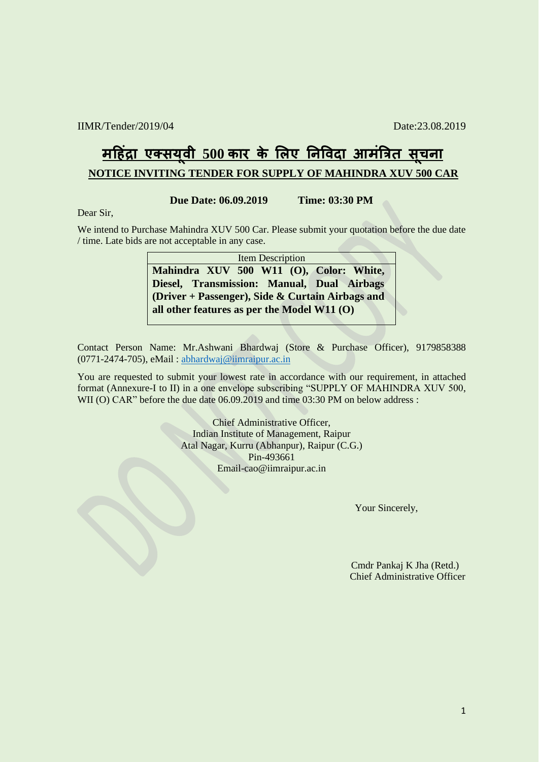IIMR/Tender/2019/04 Date:23.08.2019

# महिंद्रा एक्सयूवी 500 कार के लिए निविदा आमंत्रित सूचना

## NOTICE INVITING TENDER FOR SUPPLY OF MAHINDRA XUV 500 CAR

**Due Date: 06.09.2019 Time: 03:30 PM**

Dear Sir,

We intend to Purchase Mahindra XUV 500 Car. Please submit your quotation before the due date / time. Late bids are not acceptable in any case.

| Item Description |
|---|
| **Mahindra XUV 500 W11 (O), Color: White, Diesel, Transmission: Manual, Dual Airbags (Driver + Passenger), Side & Curtain Airbags and all other features as per the Model W11 (O)** |

Contact Person Name: Mr.Ashwani Bhardwaj (Store & Purchase Officer), 9179858388 (0771-2474-705), eMail : abhardwaj@iimraipur.ac.in

You are requested to submit your lowest rate in accordance with our requirement, in attached format (Annexure-I to II) in a one envelope subscribing "SUPPLY OF MAHINDRA XUV 500, WII (O) CAR" before the due date 06.09.2019 and time 03:30 PM on below address :

Chief Administrative Officer,
Indian Institute of Management, Raipur
Atal Nagar, Kurru (Abhanpur), Raipur (C.G.)
Pin-493661
Email-cao@iimraipur.ac.in

Your Sincerely,

Cmdr Pankaj K Jha (Retd.)
Chief Administrative Officer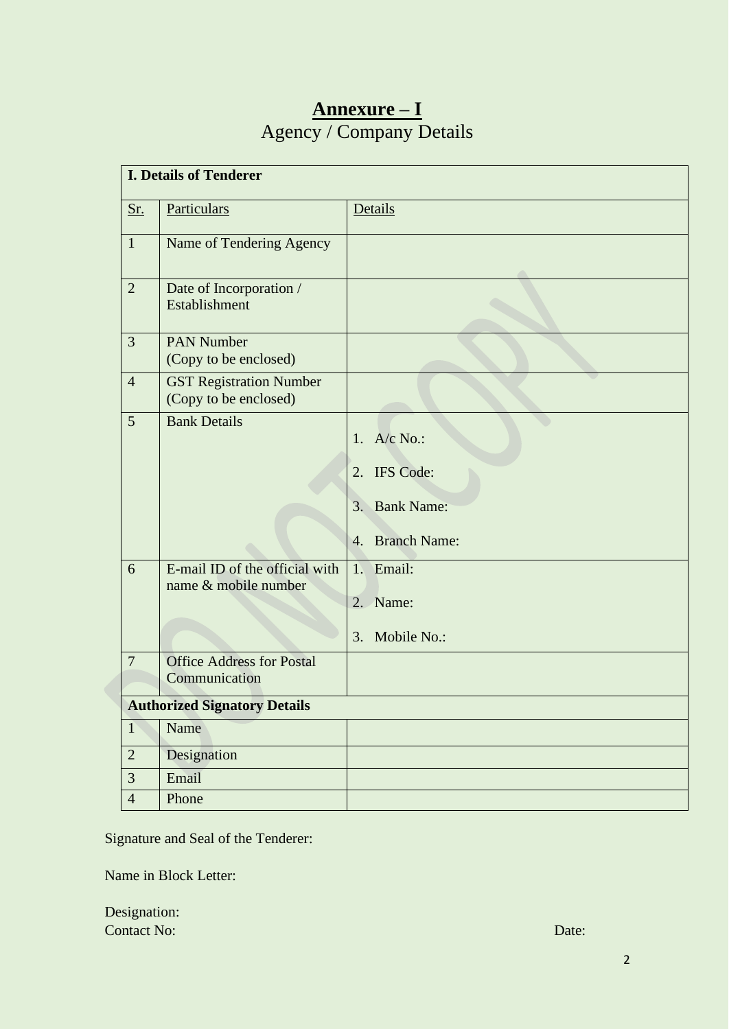# **Annexure – I**

Agency / Company Details

| **I. Details of Tenderer** | | |
|---|---|---|
| Sr. | Particulars | Details |
| 1 | Name of Tendering Agency | |
| 2 | Date of Incorporation / Establishment | |
| 3 | PAN Number (Copy to be enclosed) | |
| 4 | GST Registration Number (Copy to be enclosed) | |
| 5 | Bank Details | 1. A/c No.:<br>2. IFS Code:<br>3. Bank Name:<br>4. Branch Name: |
| 6 | E-mail ID of the official with name & mobile number | 1. Email:<br>2. Name:<br>3. Mobile No.: |
| 7 | Office Address for Postal Communication | |
| **Authorized Signatory Details** | | |
| 1 | Name | |
| 2 | Designation | |
| 3 | Email | |
| 4 | Phone | |

Signature and Seal of the Tenderer:

Name in Block Letter:

Designation:

Contact No: Date: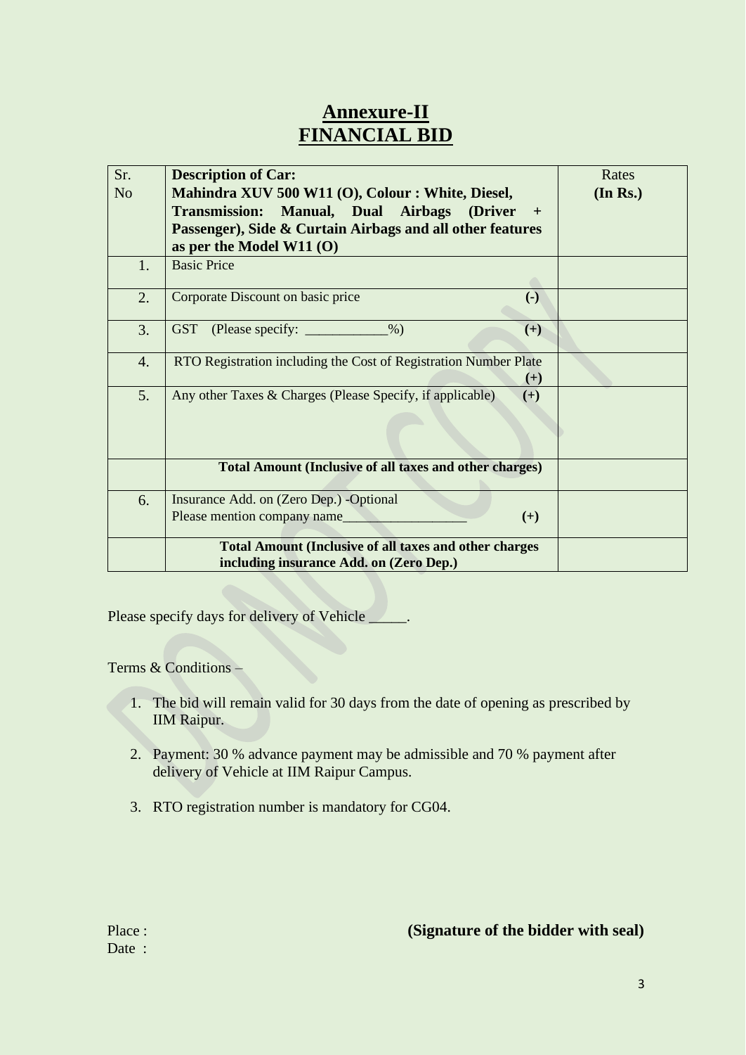# Annexure-II
# FINANCIAL BID

| Sr. No | **Description of Car: Mahindra XUV 500 W11 (O), Colour : White, Diesel, Transmission: Manual, Dual Airbags (Driver + Passenger), Side & Curtain Airbags and all other features as per the Model W11 (O)** | Rates **(In Rs.)** |
|---|---|---|
| 1. | Basic Price | |
| 2. | Corporate Discount on basic price **(-)** | |
| 3. | GST (Please specify: ___________%) **(+)** | |
| 4. | RTO Registration including the Cost of Registration Number Plate **(+)** | |
| 5. | Any other Taxes & Charges (Please Specify, if applicable) **(+)** | |
| | **Total Amount (Inclusive of all taxes and other charges)** | |
| 6. | Insurance Add. on (Zero Dep.) -Optional<br>Please mention company name_________________ **(+)** | |
| | **Total Amount (Inclusive of all taxes and other charges including insurance Add. on (Zero Dep.)** | |

Please specify days for delivery of Vehicle _____.

Terms & Conditions –

1. The bid will remain valid for 30 days from the date of opening as prescribed by IIM Raipur.
2. Payment: 30 % advance payment may be admissible and 70 % payment after delivery of Vehicle at IIM Raipur Campus.
3. RTO registration number is mandatory for CG04.

Place :

Date :

**(Signature of the bidder with seal)**